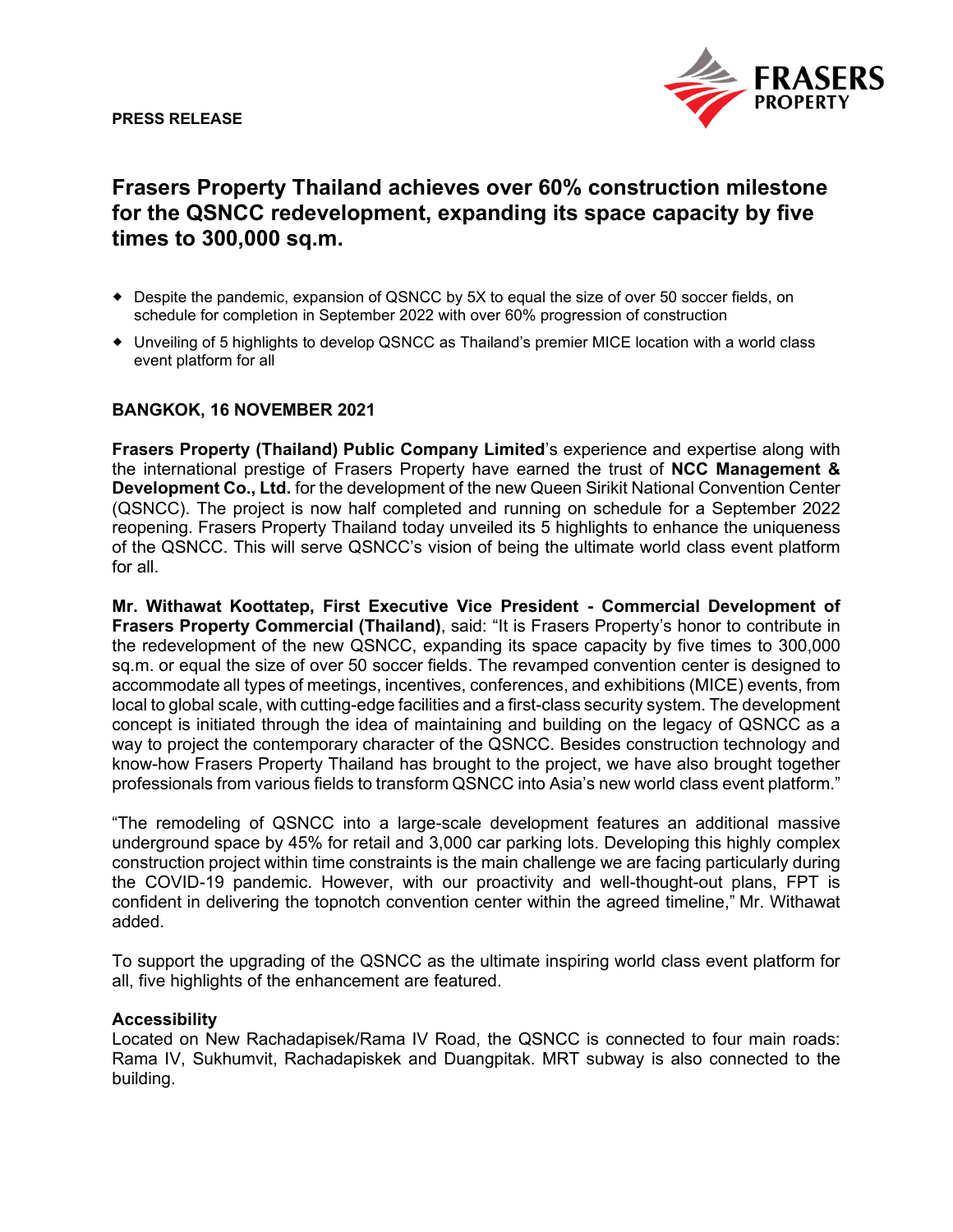**PRESS RELEASE**

# Frasers Property Thailand achieves over 60% construction milestone for the QSNCC redevelopment, expanding its space capacity by five times to 300,000 sq.m.

- Despite the pandemic, expansion of QSNCC by 5X to equal the size of over 50 soccer fields, on schedule for completion in September 2022 with over 60% progression of construction
- Unveiling of 5 highlights to develop QSNCC as Thailand's premier MICE location with a world class event platform for all

**BANGKOK, 16 NOVEMBER 2021**

**Frasers Property (Thailand) Public Company Limited**'s experience and expertise along with the international prestige of Frasers Property have earned the trust of **NCC Management & Development Co., Ltd.** for the development of the new Queen Sirikit National Convention Center (QSNCC). The project is now half completed and running on schedule for a September 2022 reopening. Frasers Property Thailand today unveiled its 5 highlights to enhance the uniqueness of the QSNCC. This will serve QSNCC's vision of being the ultimate world class event platform for all.

**Mr. Withawat Koottatep, First Executive Vice President - Commercial Development of Frasers Property Commercial (Thailand)**, said: "It is Frasers Property's honor to contribute in the redevelopment of the new QSNCC, expanding its space capacity by five times to 300,000 sq.m. or equal the size of over 50 soccer fields. The revamped convention center is designed to accommodate all types of meetings, incentives, conferences, and exhibitions (MICE) events, from local to global scale, with cutting-edge facilities and a first-class security system. The development concept is initiated through the idea of maintaining and building on the legacy of QSNCC as a way to project the contemporary character of the QSNCC. Besides construction technology and know-how Frasers Property Thailand has brought to the project, we have also brought together professionals from various fields to transform QSNCC into Asia's new world class event platform."

"The remodeling of QSNCC into a large-scale development features an additional massive underground space by 45% for retail and 3,000 car parking lots. Developing this highly complex construction project within time constraints is the main challenge we are facing particularly during the COVID-19 pandemic. However, with our proactivity and well-thought-out plans, FPT is confident in delivering the topnotch convention center within the agreed timeline," Mr. Withawat added.

To support the upgrading of the QSNCC as the ultimate inspiring world class event platform for all, five highlights of the enhancement are featured.

**Accessibility**
Located on New Rachadapisek/Rama IV Road, the QSNCC is connected to four main roads: Rama IV, Sukhumvit, Rachadapiskek and Duangpitak. MRT subway is also connected to the building.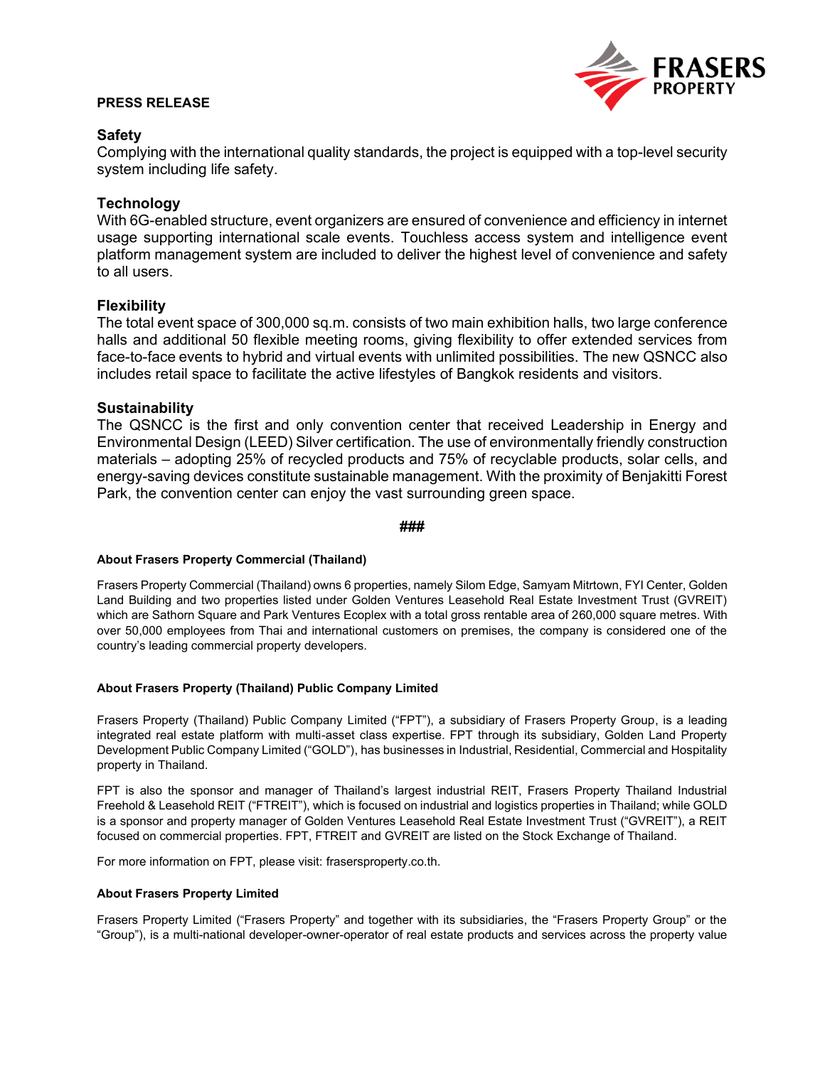**PRESS RELEASE**

## Safety

Complying with the international quality standards, the project is equipped with a top-level security system including life safety.

## Technology

With 6G-enabled structure, event organizers are ensured of convenience and efficiency in internet usage supporting international scale events. Touchless access system and intelligence event platform management system are included to deliver the highest level of convenience and safety to all users.

## Flexibility

The total event space of 300,000 sq.m. consists of two main exhibition halls, two large conference halls and additional 50 flexible meeting rooms, giving flexibility to offer extended services from face-to-face events to hybrid and virtual events with unlimited possibilities. The new QSNCC also includes retail space to facilitate the active lifestyles of Bangkok residents and visitors.

## Sustainability

The QSNCC is the first and only convention center that received Leadership in Energy and Environmental Design (LEED) Silver certification. The use of environmentally friendly construction materials – adopting 25% of recycled products and 75% of recyclable products, solar cells, and energy-saving devices constitute sustainable management. With the proximity of Benjakitti Forest Park, the convention center can enjoy the vast surrounding green space.

###

### About Frasers Property Commercial (Thailand)

Frasers Property Commercial (Thailand) owns 6 properties, namely Silom Edge, Samyam Mitrtown, FYI Center, Golden Land Building and two properties listed under Golden Ventures Leasehold Real Estate Investment Trust (GVREIT) which are Sathorn Square and Park Ventures Ecoplex with a total gross rentable area of 260,000 square metres. With over 50,000 employees from Thai and international customers on premises, the company is considered one of the country's leading commercial property developers.

### About Frasers Property (Thailand) Public Company Limited

Frasers Property (Thailand) Public Company Limited ("FPT"), a subsidiary of Frasers Property Group, is a leading integrated real estate platform with multi-asset class expertise. FPT through its subsidiary, Golden Land Property Development Public Company Limited ("GOLD"), has businesses in Industrial, Residential, Commercial and Hospitality property in Thailand.

FPT is also the sponsor and manager of Thailand's largest industrial REIT, Frasers Property Thailand Industrial Freehold & Leasehold REIT ("FTREIT"), which is focused on industrial and logistics properties in Thailand; while GOLD is a sponsor and property manager of Golden Ventures Leasehold Real Estate Investment Trust ("GVREIT"), a REIT focused on commercial properties. FPT, FTREIT and GVREIT are listed on the Stock Exchange of Thailand.

For more information on FPT, please visit: frasersproperty.co.th.

### About Frasers Property Limited

Frasers Property Limited ("Frasers Property" and together with its subsidiaries, the "Frasers Property Group" or the "Group"), is a multi-national developer-owner-operator of real estate products and services across the property value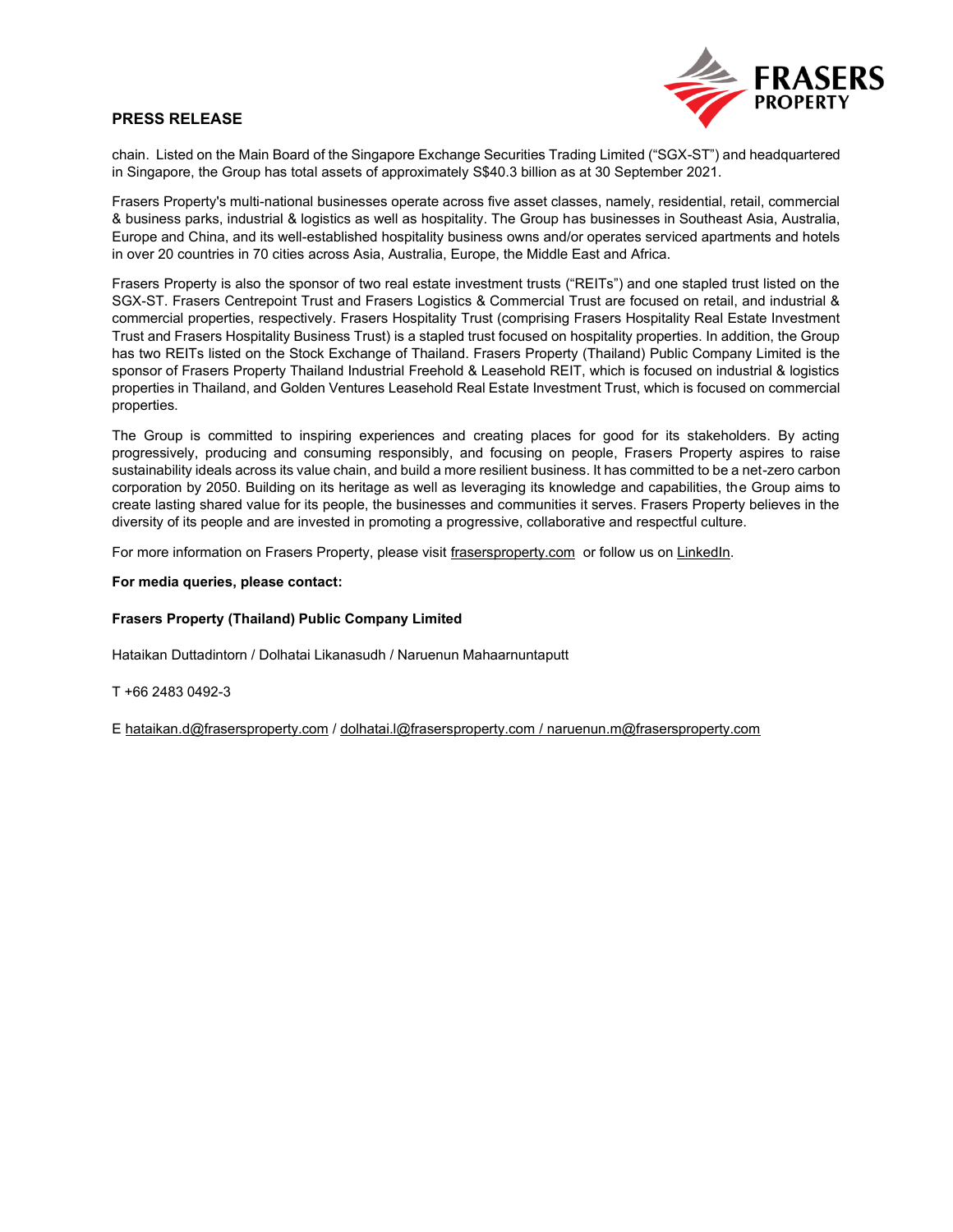chain. Listed on the Main Board of the Singapore Exchange Securities Trading Limited ("SGX-ST") and headquartered in Singapore, the Group has total assets of approximately S$40.3 billion as at 30 September 2021.

Frasers Property's multi-national businesses operate across five asset classes, namely, residential, retail, commercial & business parks, industrial & logistics as well as hospitality. The Group has businesses in Southeast Asia, Australia, Europe and China, and its well-established hospitality business owns and/or operates serviced apartments and hotels in over 20 countries in 70 cities across Asia, Australia, Europe, the Middle East and Africa.

Frasers Property is also the sponsor of two real estate investment trusts ("REITs") and one stapled trust listed on the SGX-ST. Frasers Centrepoint Trust and Frasers Logistics & Commercial Trust are focused on retail, and industrial & commercial properties, respectively. Frasers Hospitality Trust (comprising Frasers Hospitality Real Estate Investment Trust and Frasers Hospitality Business Trust) is a stapled trust focused on hospitality properties. In addition, the Group has two REITs listed on the Stock Exchange of Thailand. Frasers Property (Thailand) Public Company Limited is the sponsor of Frasers Property Thailand Industrial Freehold & Leasehold REIT, which is focused on industrial & logistics properties in Thailand, and Golden Ventures Leasehold Real Estate Investment Trust, which is focused on commercial properties.

The Group is committed to inspiring experiences and creating places for good for its stakeholders. By acting progressively, producing and consuming responsibly, and focusing on people, Frasers Property aspires to raise sustainability ideals across its value chain, and build a more resilient business. It has committed to be a net-zero carbon corporation by 2050. Building on its heritage as well as leveraging its knowledge and capabilities, the Group aims to create lasting shared value for its people, the businesses and communities it serves. Frasers Property believes in the diversity of its people and are invested in promoting a progressive, collaborative and respectful culture.

For more information on Frasers Property, please visit frasersproperty.com or follow us on LinkedIn.

**For media queries, please contact:**

**Frasers Property (Thailand) Public Company Limited**

Hataikan Duttadintorn / Dolhatai Likanasudh / Naruenun Mahaarnuntaputt

T +66 2483 0492-3

E hataikan.d@frasersproperty.com / dolhatai.l@frasersproperty.com / naruenun.m@frasersproperty.com